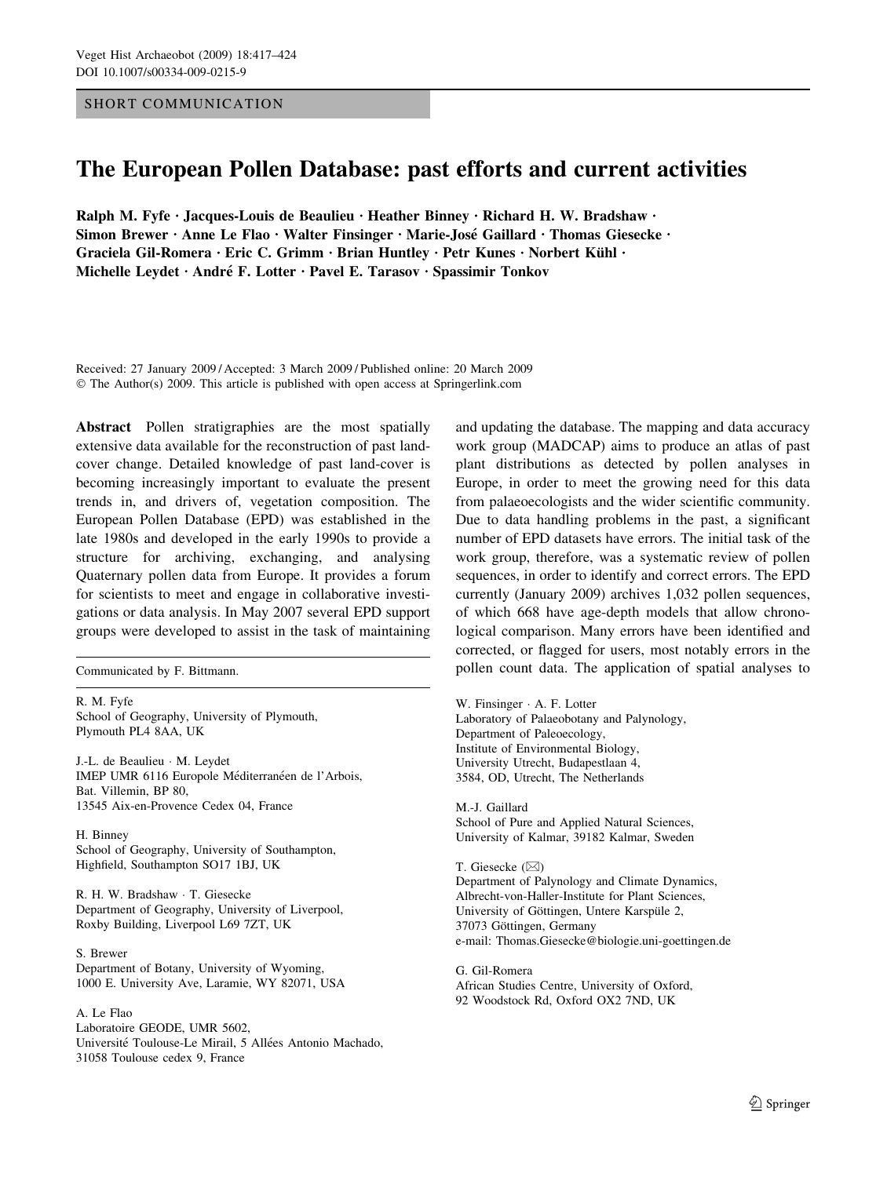SHORT COMMUNICATION

# The European Pollen Database: past efforts and current activities

Ralph M. Fyfe · Jacques-Louis de Beaulieu · Heather Binney · Richard H. W. Bradshaw · Simon Brewer · Anne Le Flao · Walter Finsinger · Marie-José Gaillard · Thomas Giesecke · Graciela Gil-Romera · Eric C. Grimm · Brian Huntley · Petr Kunes · Norbert Kühl · Michelle Leydet · André F. Lotter · Pavel E. Tarasov · Spassimir Tonkov

Received: 27 January 2009 / Accepted: 3 March 2009 / Published online: 20 March 2009
© The Author(s) 2009. This article is published with open access at Springerlink.com

**Abstract** Pollen stratigraphies are the most spatially extensive data available for the reconstruction of past land-cover change. Detailed knowledge of past land-cover is becoming increasingly important to evaluate the present trends in, and drivers of, vegetation composition. The European Pollen Database (EPD) was established in the late 1980s and developed in the early 1990s to provide a structure for archiving, exchanging, and analysing Quaternary pollen data from Europe. It provides a forum for scientists to meet and engage in collaborative investigations or data analysis. In May 2007 several EPD support groups were developed to assist in the task of maintaining and updating the database. The mapping and data accuracy work group (MADCAP) aims to produce an atlas of past plant distributions as detected by pollen analyses in Europe, in order to meet the growing need for this data from palaeoecologists and the wider scientific community. Due to data handling problems in the past, a significant number of EPD datasets have errors. The initial task of the work group, therefore, was a systematic review of pollen sequences, in order to identify and correct errors. The EPD currently (January 2009) archives 1,032 pollen sequences, of which 668 have age-depth models that allow chronological comparison. Many errors have been identified and corrected, or flagged for users, most notably errors in the pollen count data. The application of spatial analyses to

Communicated by F. Bittmann.

R. M. Fyfe
School of Geography, University of Plymouth,
Plymouth PL4 8AA, UK

J.-L. de Beaulieu · M. Leydet
IMEP UMR 6116 Europole Méditerranéen de l'Arbois,
Bat. Villemin, BP 80,
13545 Aix-en-Provence Cedex 04, France

H. Binney
School of Geography, University of Southampton,
Highfield, Southampton SO17 1BJ, UK

R. H. W. Bradshaw · T. Giesecke
Department of Geography, University of Liverpool,
Roxby Building, Liverpool L69 7ZT, UK

S. Brewer
Department of Botany, University of Wyoming,
1000 E. University Ave, Laramie, WY 82071, USA

A. Le Flao
Laboratoire GEODE, UMR 5602,
Université Toulouse-Le Mirail, 5 Allées Antonio Machado,
31058 Toulouse cedex 9, France

W. Finsinger · A. F. Lotter
Laboratory of Palaeobotany and Palynology,
Department of Paleoecology,
Institute of Environmental Biology,
University Utrecht, Budapestlaan 4,
3584, OD, Utrecht, The Netherlands

M.-J. Gaillard
School of Pure and Applied Natural Sciences,
University of Kalmar, 39182 Kalmar, Sweden

T. Giesecke (✉)
Department of Palynology and Climate Dynamics,
Albrecht-von-Haller-Institute for Plant Sciences,
University of Göttingen, Untere Karspüle 2,
37073 Göttingen, Germany
e-mail: Thomas.Giesecke@biologie.uni-goettingen.de

G. Gil-Romera
African Studies Centre, University of Oxford,
92 Woodstock Rd, Oxford OX2 7ND, UK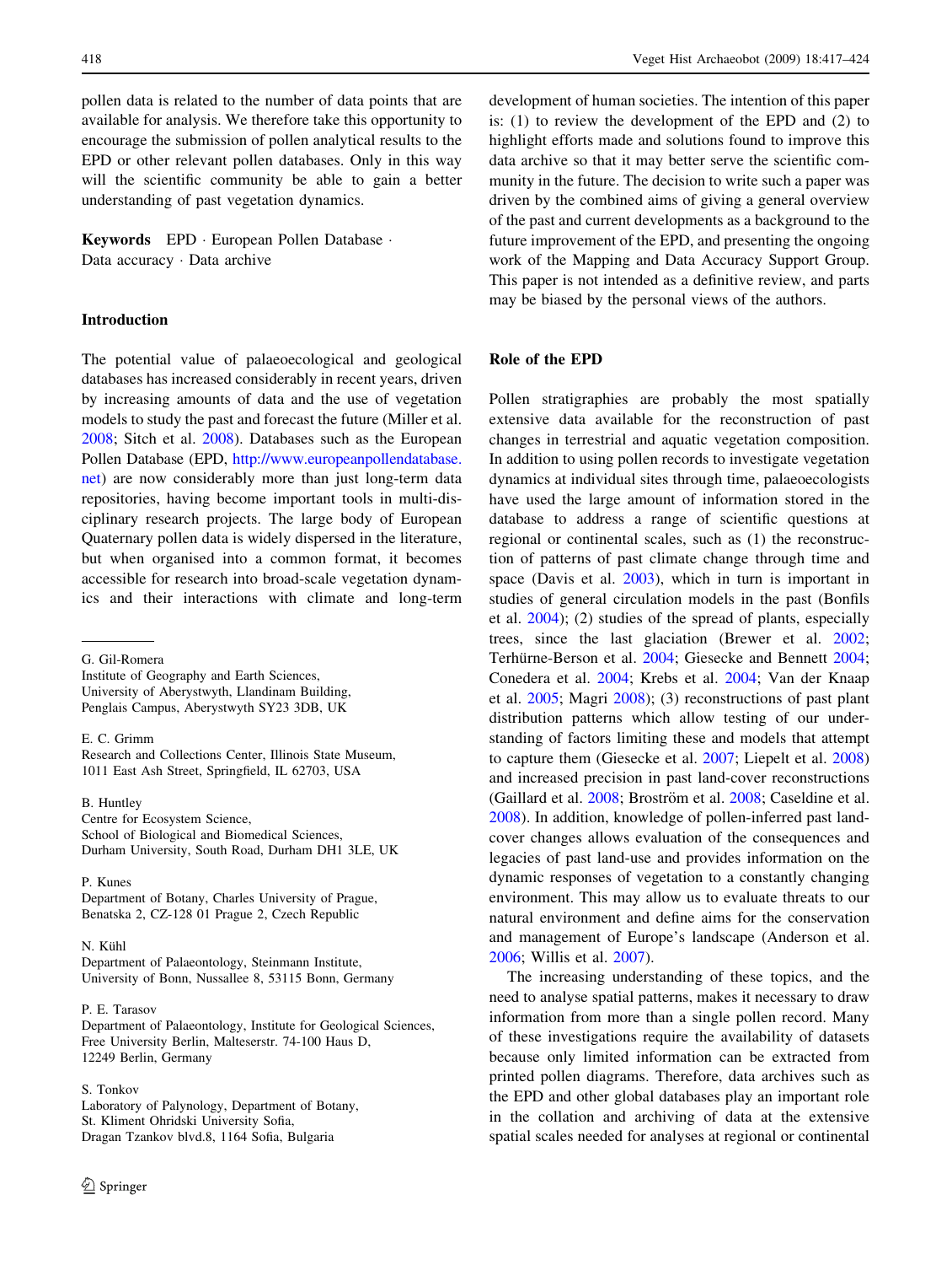pollen data is related to the number of data points that are available for analysis. We therefore take this opportunity to encourage the submission of pollen analytical results to the EPD or other relevant pollen databases. Only in this way will the scientific community be able to gain a better understanding of past vegetation dynamics.

**Keywords** EPD · European Pollen Database · Data accuracy · Data archive

## Introduction

The potential value of palaeoecological and geological databases has increased considerably in recent years, driven by increasing amounts of data and the use of vegetation models to study the past and forecast the future (Miller et al. 2008; Sitch et al. 2008). Databases such as the European Pollen Database (EPD, http://www.europeanpollendatabase.net) are now considerably more than just long-term data repositories, having become important tools in multi-disciplinary research projects. The large body of European Quaternary pollen data is widely dispersed in the literature, but when organised into a common format, it becomes accessible for research into broad-scale vegetation dynamics and their interactions with climate and long-term development of human societies. The intention of this paper is: (1) to review the development of the EPD and (2) to highlight efforts made and solutions found to improve this data archive so that it may better serve the scientific community in the future. The decision to write such a paper was driven by the combined aims of giving a general overview of the past and current developments as a background to the future improvement of the EPD, and presenting the ongoing work of the Mapping and Data Accuracy Support Group. This paper is not intended as a definitive review, and parts may be biased by the personal views of the authors.

## Role of the EPD

Pollen stratigraphies are probably the most spatially extensive data available for the reconstruction of past changes in terrestrial and aquatic vegetation composition. In addition to using pollen records to investigate vegetation dynamics at individual sites through time, palaeoecologists have used the large amount of information stored in the database to address a range of scientific questions at regional or continental scales, such as (1) the reconstruction of patterns of past climate change through time and space (Davis et al. 2003), which in turn is important in studies of general circulation models in the past (Bonfils et al. 2004); (2) studies of the spread of plants, especially trees, since the last glaciation (Brewer et al. 2002; Terhürne-Berson et al. 2004; Giesecke and Bennett 2004; Conedera et al. 2004; Krebs et al. 2004; Van der Knaap et al. 2005; Magri 2008); (3) reconstructions of past plant distribution patterns which allow testing of our understanding of factors limiting these and models that attempt to capture them (Giesecke et al. 2007; Liepelt et al. 2008) and increased precision in past land-cover reconstructions (Gaillard et al. 2008; Broström et al. 2008; Caseldine et al. 2008). In addition, knowledge of pollen-inferred past land-cover changes allows evaluation of the consequences and legacies of past land-use and provides information on the dynamic responses of vegetation to a constantly changing environment. This may allow us to evaluate threats to our natural environment and define aims for the conservation and management of Europe's landscape (Anderson et al. 2006; Willis et al. 2007).

The increasing understanding of these topics, and the need to analyse spatial patterns, makes it necessary to draw information from more than a single pollen record. Many of these investigations require the availability of datasets because only limited information can be extracted from printed pollen diagrams. Therefore, data archives such as the EPD and other global databases play an important role in the collation and archiving of data at the extensive spatial scales needed for analyses at regional or continental

---

G. Gil-Romera
Institute of Geography and Earth Sciences, University of Aberystwyth, Llandinam Building, Penglais Campus, Aberystwyth SY23 3DB, UK

E. C. Grimm
Research and Collections Center, Illinois State Museum, 1011 East Ash Street, Springfield, IL 62703, USA

B. Huntley
Centre for Ecosystem Science, School of Biological and Biomedical Sciences, Durham University, South Road, Durham DH1 3LE, UK

P. Kunes
Department of Botany, Charles University of Prague, Benatska 2, CZ-128 01 Prague 2, Czech Republic

N. Kühl
Department of Palaeontology, Steinmann Institute, University of Bonn, Nussallee 8, 53115 Bonn, Germany

P. E. Tarasov
Department of Palaeontology, Institute for Geological Sciences, Free University Berlin, Malteserstr. 74-100 Haus D, 12249 Berlin, Germany

S. Tonkov
Laboratory of Palynology, Department of Botany, St. Kliment Ohridski University Sofia, Dragan Tzankov blvd.8, 1164 Sofia, Bulgaria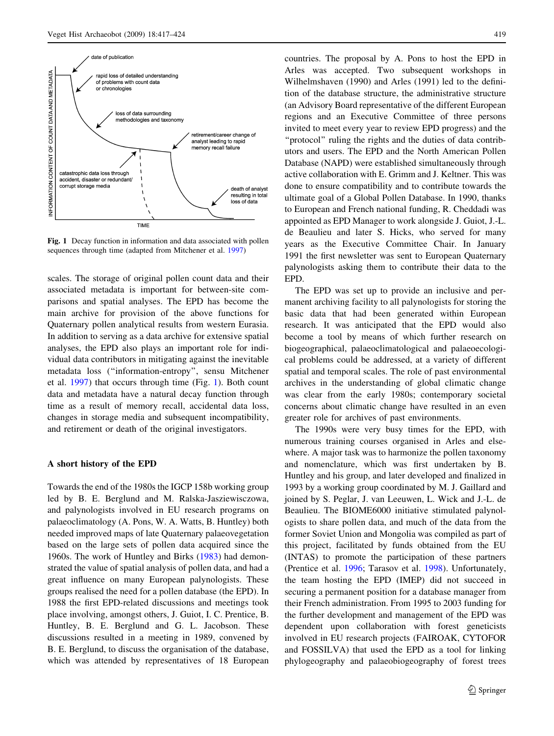Fig. 1 Decay function in information and data associated with pollen sequences through time (adapted from Mitchener et al. 1997)

scales. The storage of original pollen count data and their associated metadata is important for between-site comparisons and spatial analyses. The EPD has become the main archive for provision of the above functions for Quaternary pollen analytical results from western Eurasia. In addition to serving as a data archive for extensive spatial analyses, the EPD also plays an important role for individual data contributors in mitigating against the inevitable metadata loss ("information-entropy", sensu Mitchener et al. 1997) that occurs through time (Fig. 1). Both count data and metadata have a natural decay function through time as a result of memory recall, accidental data loss, changes in storage media and subsequent incompatibility, and retirement or death of the original investigators.

## A short history of the EPD

Towards the end of the 1980s the IGCP 158b working group led by B. E. Berglund and M. Ralska-Jasziewisczowa, and palynologists involved in EU research programs on palaeoclimatology (A. Pons, W. A. Watts, B. Huntley) both needed improved maps of late Quaternary palaeovegetation based on the large sets of pollen data acquired since the 1960s. The work of Huntley and Birks (1983) had demonstrated the value of spatial analysis of pollen data, and had a great influence on many European palynologists. These groups realised the need for a pollen database (the EPD). In 1988 the first EPD-related discussions and meetings took place involving, amongst others, J. Guiot, I. C. Prentice, B. Huntley, B. E. Berglund and G. L. Jacobson. These discussions resulted in a meeting in 1989, convened by B. E. Berglund, to discuss the organisation of the database, which was attended by representatives of 18 European countries. The proposal by A. Pons to host the EPD in Arles was accepted. Two subsequent workshops in Wilhelmshaven (1990) and Arles (1991) led to the definition of the database structure, the administrative structure (an Advisory Board representative of the different European regions and an Executive Committee of three persons invited to meet every year to review EPD progress) and the "protocol" ruling the rights and the duties of data contributors and users. The EPD and the North American Pollen Database (NAPD) were established simultaneously through active collaboration with E. Grimm and J. Keltner. This was done to ensure compatibility and to contribute towards the ultimate goal of a Global Pollen Database. In 1990, thanks to European and French national funding, R. Cheddadi was appointed as EPD Manager to work alongside J. Guiot, J.-L. de Beaulieu and later S. Hicks, who served for many years as the Executive Committee Chair. In January 1991 the first newsletter was sent to European Quaternary palynologists asking them to contribute their data to the EPD.

The EPD was set up to provide an inclusive and permanent archiving facility to all palynologists for storing the basic data that had been generated within European research. It was anticipated that the EPD would also become a tool by means of which further research on biogeographical, palaeoclimatological and palaeoecological problems could be addressed, at a variety of different spatial and temporal scales. The role of past environmental archives in the understanding of global climatic change was clear from the early 1980s; contemporary societal concerns about climatic change have resulted in an even greater role for archives of past environments.

The 1990s were very busy times for the EPD, with numerous training courses organised in Arles and elsewhere. A major task was to harmonize the pollen taxonomy and nomenclature, which was first undertaken by B. Huntley and his group, and later developed and finalized in 1993 by a working group coordinated by M. J. Gaillard and joined by S. Peglar, J. van Leeuwen, L. Wick and J.-L. de Beaulieu. The BIOME6000 initiative stimulated palynologists to share pollen data, and much of the data from the former Soviet Union and Mongolia was compiled as part of this project, facilitated by funds obtained from the EU (INTAS) to promote the participation of these partners (Prentice et al. 1996; Tarasov et al. 1998). Unfortunately, the team hosting the EPD (IMEP) did not succeed in securing a permanent position for a database manager from their French administration. From 1995 to 2003 funding for the further development and management of the EPD was dependent upon collaboration with forest geneticists involved in EU research projects (FAIROAK, CYTOFOR and FOSSILVA) that used the EPD as a tool for linking phylogeography and palaeobiogeography of forest trees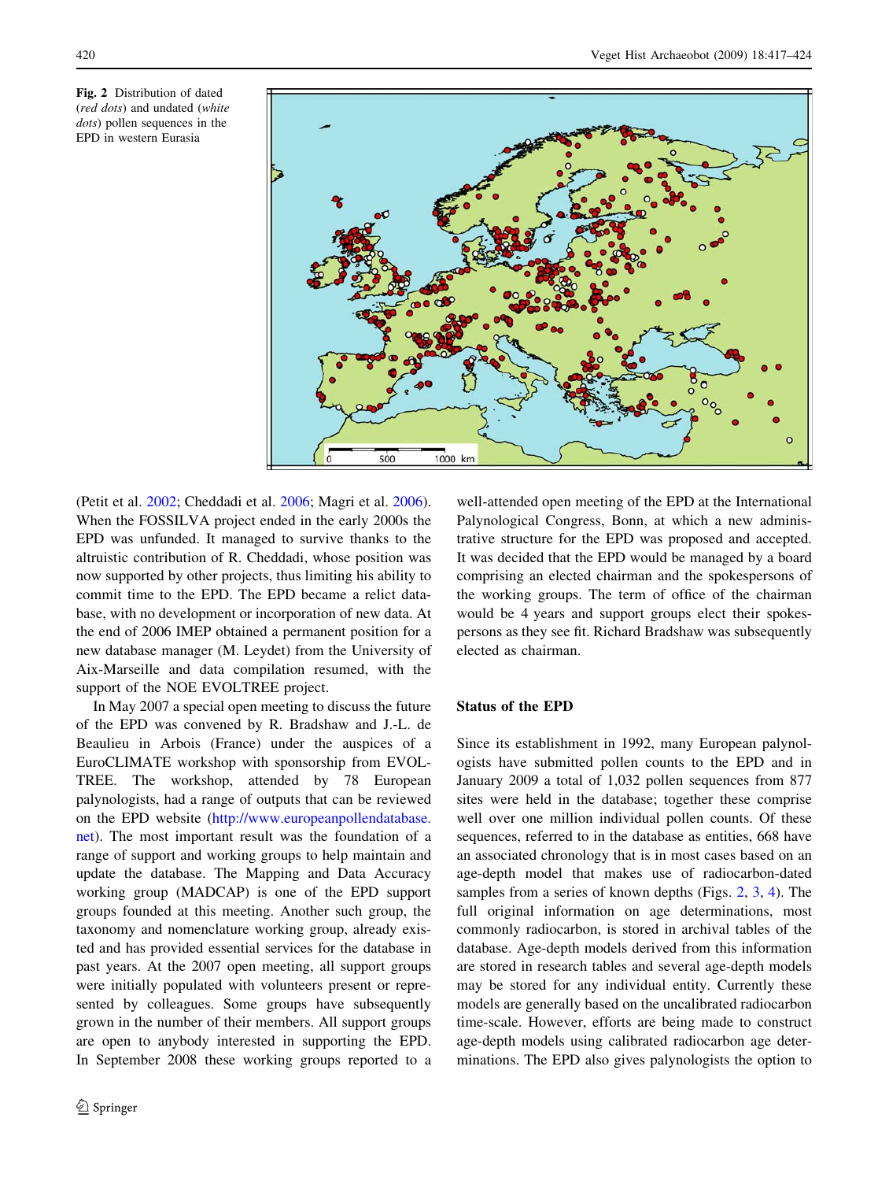**Fig. 2** Distribution of dated (*red dots*) and undated (*white dots*) pollen sequences in the EPD in western Eurasia

(Petit et al. 2002; Cheddadi et al. 2006; Magri et al. 2006). When the FOSSILVA project ended in the early 2000s the EPD was unfunded. It managed to survive thanks to the altruistic contribution of R. Cheddadi, whose position was now supported by other projects, thus limiting his ability to commit time to the EPD. The EPD became a relict database, with no development or incorporation of new data. At the end of 2006 IMEP obtained a permanent position for a new database manager (M. Leydet) from the University of Aix-Marseille and data compilation resumed, with the support of the NOE EVOLTREE project.

In May 2007 a special open meeting to discuss the future of the EPD was convened by R. Bradshaw and J.-L. de Beaulieu in Arbois (France) under the auspices of a EuroCLIMATE workshop with sponsorship from EVOLTREE. The workshop, attended by 78 European palynologists, had a range of outputs that can be reviewed on the EPD website (http://www.europeanpollendatabase.net). The most important result was the foundation of a range of support and working groups to help maintain and update the database. The Mapping and Data Accuracy working group (MADCAP) is one of the EPD support groups founded at this meeting. Another such group, the taxonomy and nomenclature working group, already existed and has provided essential services for the database in past years. At the 2007 open meeting, all support groups were initially populated with volunteers present or represented by colleagues. Some groups have subsequently grown in the number of their members. All support groups are open to anybody interested in supporting the EPD. In September 2008 these working groups reported to a well-attended open meeting of the EPD at the International Palynological Congress, Bonn, at which a new administrative structure for the EPD was proposed and accepted. It was decided that the EPD would be managed by a board comprising an elected chairman and the spokespersons of the working groups. The term of office of the chairman would be 4 years and support groups elect their spokespersons as they see fit. Richard Bradshaw was subsequently elected as chairman.

## Status of the EPD

Since its establishment in 1992, many European palynologists have submitted pollen counts to the EPD and in January 2009 a total of 1,032 pollen sequences from 877 sites were held in the database; together these comprise well over one million individual pollen counts. Of these sequences, referred to in the database as entities, 668 have an associated chronology that is in most cases based on an age-depth model that makes use of radiocarbon-dated samples from a series of known depths (Figs. 2, 3, 4). The full original information on age determinations, most commonly radiocarbon, is stored in archival tables of the database. Age-depth models derived from this information are stored in research tables and several age-depth models may be stored for any individual entity. Currently these models are generally based on the uncalibrated radiocarbon time-scale. However, efforts are being made to construct age-depth models using calibrated radiocarbon age determinations. The EPD also gives palynologists the option to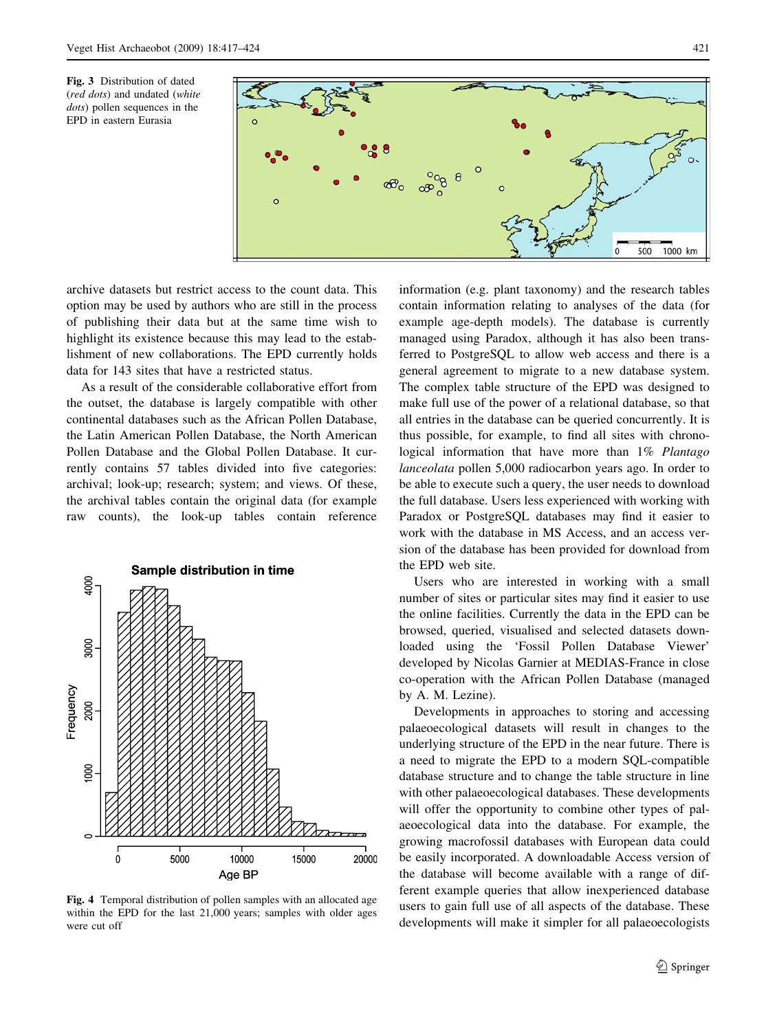**Fig. 3** Distribution of dated (*red dots*) and undated (*white dots*) pollen sequences in the EPD in eastern Eurasia

archive datasets but restrict access to the count data. This option may be used by authors who are still in the process of publishing their data but at the same time wish to highlight its existence because this may lead to the establishment of new collaborations. The EPD currently holds data for 143 sites that have a restricted status.

As a result of the considerable collaborative effort from the outset, the database is largely compatible with other continental databases such as the African Pollen Database, the Latin American Pollen Database, the North American Pollen Database and the Global Pollen Database. It currently contains 57 tables divided into five categories: archival; look-up; research; system; and views. Of these, the archival tables contain the original data (for example raw counts), the look-up tables contain reference information (e.g. plant taxonomy) and the research tables contain information relating to analyses of the data (for example age-depth models). The database is currently managed using Paradox, although it has also been transferred to PostgreSQL to allow web access and there is a general agreement to migrate to a new database system. The complex table structure of the EPD was designed to make full use of the power of a relational database, so that all entries in the database can be queried concurrently. It is thus possible, for example, to find all sites with chronological information that have more than 1% *Plantago lanceolata* pollen 5,000 radiocarbon years ago. In order to be able to execute such a query, the user needs to download the full database. Users less experienced with working with Paradox or PostgreSQL databases may find it easier to work with the database in MS Access, and an access version of the database has been provided for download from the EPD web site.

**Fig. 4** Temporal distribution of pollen samples with an allocated age within the EPD for the last 21,000 years; samples with older ages were cut off

Users who are interested in working with a small number of sites or particular sites may find it easier to use the online facilities. Currently the data in the EPD can be browsed, queried, visualised and selected datasets downloaded using the 'Fossil Pollen Database Viewer' developed by Nicolas Garnier at MEDIAS-France in close co-operation with the African Pollen Database (managed by A. M. Lezine).

Developments in approaches to storing and accessing palaeoecological datasets will result in changes to the underlying structure of the EPD in the near future. There is a need to migrate the EPD to a modern SQL-compatible database structure and to change the table structure in line with other palaeoecological databases. These developments will offer the opportunity to combine other types of palaeoecological data into the database. For example, the growing macrofossil databases with European data could be easily incorporated. A downloadable Access version of the database will become available with a range of different example queries that allow inexperienced database users to gain full use of all aspects of the database. These developments will make it simpler for all palaeoecologists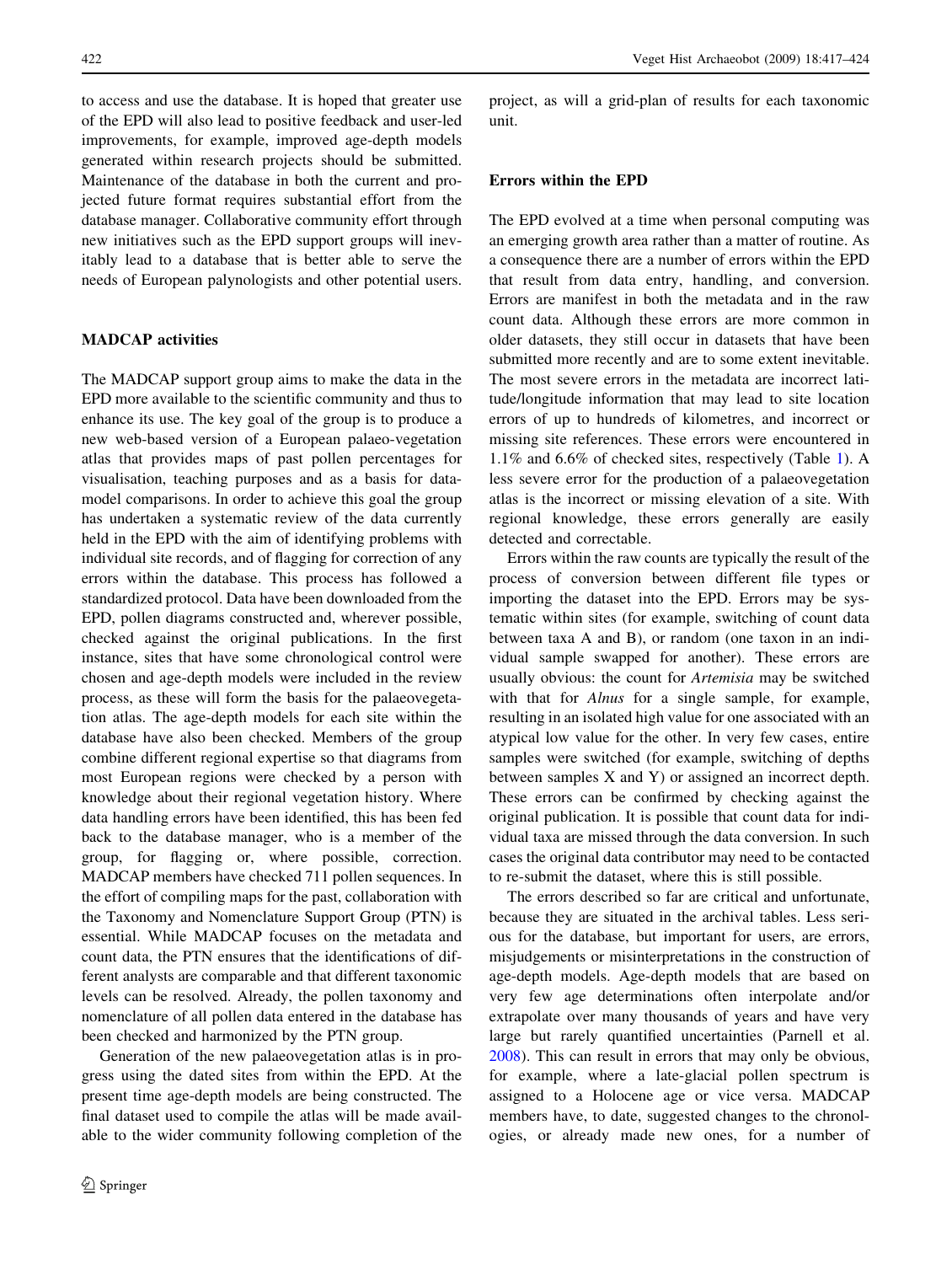to access and use the database. It is hoped that greater use of the EPD will also lead to positive feedback and user-led improvements, for example, improved age-depth models generated within research projects should be submitted. Maintenance of the database in both the current and projected future format requires substantial effort from the database manager. Collaborative community effort through new initiatives such as the EPD support groups will inevitably lead to a database that is better able to serve the needs of European palynologists and other potential users.

## MADCAP activities

The MADCAP support group aims to make the data in the EPD more available to the scientific community and thus to enhance its use. The key goal of the group is to produce a new web-based version of a European palaeo-vegetation atlas that provides maps of past pollen percentages for visualisation, teaching purposes and as a basis for data-model comparisons. In order to achieve this goal the group has undertaken a systematic review of the data currently held in the EPD with the aim of identifying problems with individual site records, and of flagging for correction of any errors within the database. This process has followed a standardized protocol. Data have been downloaded from the EPD, pollen diagrams constructed and, wherever possible, checked against the original publications. In the first instance, sites that have some chronological control were chosen and age-depth models were included in the review process, as these will form the basis for the palaeovegetation atlas. The age-depth models for each site within the database have also been checked. Members of the group combine different regional expertise so that diagrams from most European regions were checked by a person with knowledge about their regional vegetation history. Where data handling errors have been identified, this has been fed back to the database manager, who is a member of the group, for flagging or, where possible, correction. MADCAP members have checked 711 pollen sequences. In the effort of compiling maps for the past, collaboration with the Taxonomy and Nomenclature Support Group (PTN) is essential. While MADCAP focuses on the metadata and count data, the PTN ensures that the identifications of different analysts are comparable and that different taxonomic levels can be resolved. Already, the pollen taxonomy and nomenclature of all pollen data entered in the database has been checked and harmonized by the PTN group.

Generation of the new palaeovegetation atlas is in progress using the dated sites from within the EPD. At the present time age-depth models are being constructed. The final dataset used to compile the atlas will be made available to the wider community following completion of the project, as will a grid-plan of results for each taxonomic unit.

## Errors within the EPD

The EPD evolved at a time when personal computing was an emerging growth area rather than a matter of routine. As a consequence there are a number of errors within the EPD that result from data entry, handling, and conversion. Errors are manifest in both the metadata and in the raw count data. Although these errors are more common in older datasets, they still occur in datasets that have been submitted more recently and are to some extent inevitable. The most severe errors in the metadata are incorrect latitude/longitude information that may lead to site location errors of up to hundreds of kilometres, and incorrect or missing site references. These errors were encountered in 1.1% and 6.6% of checked sites, respectively (Table 1). A less severe error for the production of a palaeovegetation atlas is the incorrect or missing elevation of a site. With regional knowledge, these errors generally are easily detected and correctable.

Errors within the raw counts are typically the result of the process of conversion between different file types or importing the dataset into the EPD. Errors may be systematic within sites (for example, switching of count data between taxa A and B), or random (one taxon in an individual sample swapped for another). These errors are usually obvious: the count for *Artemisia* may be switched with that for *Alnus* for a single sample, for example, resulting in an isolated high value for one associated with an atypical low value for the other. In very few cases, entire samples were switched (for example, switching of depths between samples X and Y) or assigned an incorrect depth. These errors can be confirmed by checking against the original publication. It is possible that count data for individual taxa are missed through the data conversion. In such cases the original data contributor may need to be contacted to re-submit the dataset, where this is still possible.

The errors described so far are critical and unfortunate, because they are situated in the archival tables. Less serious for the database, but important for users, are errors, misjudgements or misinterpretations in the construction of age-depth models. Age-depth models that are based on very few age determinations often interpolate and/or extrapolate over many thousands of years and have very large but rarely quantified uncertainties (Parnell et al. 2008). This can result in errors that may only be obvious, for example, where a late-glacial pollen spectrum is assigned to a Holocene age or vice versa. MADCAP members have, to date, suggested changes to the chronologies, or already made new ones, for a number of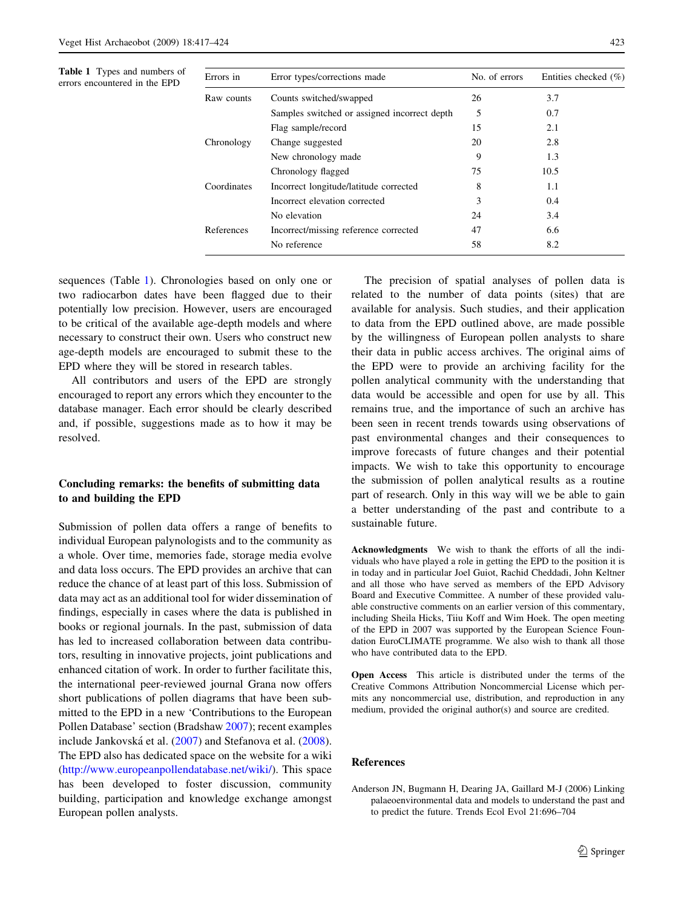Table 1 Types and numbers of errors encountered in the EPD

| Errors in | Error types/corrections made | No. of errors | Entities checked (%) |
|---|---|---|---|
| Raw counts | Counts switched/swapped | 26 | 3.7 |
| | Samples switched or assigned incorrect depth | 5 | 0.7 |
| | Flag sample/record | 15 | 2.1 |
| Chronology | Change suggested | 20 | 2.8 |
| | New chronology made | 9 | 1.3 |
| | Chronology flagged | 75 | 10.5 |
| Coordinates | Incorrect longitude/latitude corrected | 8 | 1.1 |
| | Incorrect elevation corrected | 3 | 0.4 |
| | No elevation | 24 | 3.4 |
| References | Incorrect/missing reference corrected | 47 | 6.6 |
| | No reference | 58 | 8.2 |

sequences (Table 1). Chronologies based on only one or two radiocarbon dates have been flagged due to their potentially low precision. However, users are encouraged to be critical of the available age-depth models and where necessary to construct their own. Users who construct new age-depth models are encouraged to submit these to the EPD where they will be stored in research tables.

All contributors and users of the EPD are strongly encouraged to report any errors which they encounter to the database manager. Each error should be clearly described and, if possible, suggestions made as to how it may be resolved.

## Concluding remarks: the benefits of submitting data to and building the EPD

Submission of pollen data offers a range of benefits to individual European palynologists and to the community as a whole. Over time, memories fade, storage media evolve and data loss occurs. The EPD provides an archive that can reduce the chance of at least part of this loss. Submission of data may act as an additional tool for wider dissemination of findings, especially in cases where the data is published in books or regional journals. In the past, submission of data has led to increased collaboration between data contributors, resulting in innovative projects, joint publications and enhanced citation of work. In order to further facilitate this, the international peer-reviewed journal Grana now offers short publications of pollen diagrams that have been submitted to the EPD in a new 'Contributions to the European Pollen Database' section (Bradshaw 2007); recent examples include Jankovská et al. (2007) and Stefanova et al. (2008). The EPD also has dedicated space on the website for a wiki (http://www.europeanpollendatabase.net/wiki/). This space has been developed to foster discussion, community building, participation and knowledge exchange amongst European pollen analysts.

The precision of spatial analyses of pollen data is related to the number of data points (sites) that are available for analysis. Such studies, and their application to data from the EPD outlined above, are made possible by the willingness of European pollen analysts to share their data in public access archives. The original aims of the EPD were to provide an archiving facility for the pollen analytical community with the understanding that data would be accessible and open for use by all. This remains true, and the importance of such an archive has been seen in recent trends towards using observations of past environmental changes and their consequences to improve forecasts of future changes and their potential impacts. We wish to take this opportunity to encourage the submission of pollen analytical results as a routine part of research. Only in this way will we be able to gain a better understanding of the past and contribute to a sustainable future.

**Acknowledgments** We wish to thank the efforts of all the individuals who have played a role in getting the EPD to the position it is in today and in particular Joel Guiot, Rachid Cheddadi, John Keltner and all those who have served as members of the EPD Advisory Board and Executive Committee. A number of these provided valuable constructive comments on an earlier version of this commentary, including Sheila Hicks, Tiiu Koff and Wim Hoek. The open meeting of the EPD in 2007 was supported by the European Science Foundation EuroCLIMATE programme. We also wish to thank all those who have contributed data to the EPD.

**Open Access** This article is distributed under the terms of the Creative Commons Attribution Noncommercial License which permits any noncommercial use, distribution, and reproduction in any medium, provided the original author(s) and source are credited.

## References

Anderson JN, Bugmann H, Dearing JA, Gaillard M-J (2006) Linking palaeoenvironmental data and models to understand the past and to predict the future. Trends Ecol Evol 21:696–704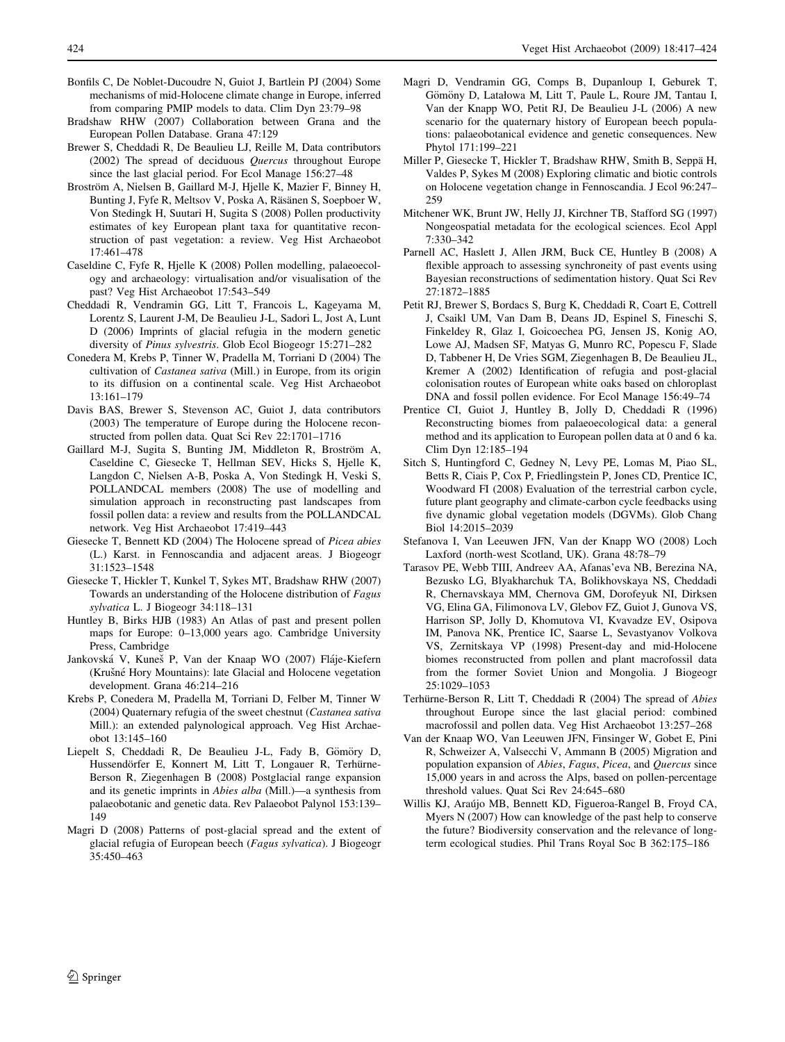Bonfils C, De Noblet-Ducoudre N, Guiot J, Bartlein PJ (2004) Some mechanisms of mid-Holocene climate change in Europe, inferred from comparing PMIP models to data. Clim Dyn 23:79–98

Bradshaw RHW (2007) Collaboration between Grana and the European Pollen Database. Grana 47:129

Brewer S, Cheddadi R, De Beaulieu LJ, Reille M, Data contributors (2002) The spread of deciduous *Quercus* throughout Europe since the last glacial period. For Ecol Manage 156:27–48

Broström A, Nielsen B, Gaillard M-J, Hjelle K, Mazier F, Binney H, Bunting J, Fyfe R, Meltsov V, Poska A, Räsänen S, Soepboer W, Von Stedingk H, Suutari H, Sugita S (2008) Pollen productivity estimates of key European plant taxa for quantitative reconstruction of past vegetation: a review. Veg Hist Archaeobot 17:461–478

Caseldine C, Fyfe R, Hjelle K (2008) Pollen modelling, palaeoecology and archaeology: virtualisation and/or visualisation of the past? Veg Hist Archaeobot 17:543–549

Cheddadi R, Vendramin GG, Litt T, Francois L, Kageyama M, Lorentz S, Laurent J-M, De Beaulieu J-L, Sadori L, Jost A, Lunt D (2006) Imprints of glacial refugia in the modern genetic diversity of *Pinus sylvestris*. Glob Ecol Biogeogr 15:271–282

Conedera M, Krebs P, Tinner W, Pradella M, Torriani D (2004) The cultivation of *Castanea sativa* (Mill.) in Europe, from its origin to its diffusion on a continental scale. Veg Hist Archaeobot 13:161–179

Davis BAS, Brewer S, Stevenson AC, Guiot J, data contributors (2003) The temperature of Europe during the Holocene reconstructed from pollen data. Quat Sci Rev 22:1701–1716

Gaillard M-J, Sugita S, Bunting JM, Middleton R, Broström A, Caseldine C, Giesecke T, Hellman SEV, Hicks S, Hjelle K, Langdon C, Nielsen A-B, Poska A, Von Stedingk H, Veski S, POLLANDCAL members (2008) The use of modelling and simulation approach in reconstructing past landscapes from fossil pollen data: a review and results from the POLLANDCAL network. Veg Hist Archaeobot 17:419–443

Giesecke T, Bennett KD (2004) The Holocene spread of *Picea abies* (L.) Karst. in Fennoscandia and adjacent areas. J Biogeogr 31:1523–1548

Giesecke T, Hickler T, Kunkel T, Sykes MT, Bradshaw RHW (2007) Towards an understanding of the Holocene distribution of *Fagus sylvatica* L. J Biogeogr 34:118–131

Huntley B, Birks HJB (1983) An Atlas of past and present pollen maps for Europe: 0–13,000 years ago. Cambridge University Press, Cambridge

Jankovská V, Kuneš P, Van der Knaap WO (2007) Fláje-Kiefern (Krušné Hory Mountains): late Glacial and Holocene vegetation development. Grana 46:214–216

Krebs P, Conedera M, Pradella M, Torriani D, Felber M, Tinner W (2004) Quaternary refugia of the sweet chestnut (*Castanea sativa* Mill.): an extended palynological approach. Veg Hist Archaeobot 13:145–160

Liepelt S, Cheddadi R, De Beaulieu J-L, Fady B, Gömöry D, Hussendörfer E, Konnert M, Litt T, Longauer R, Terhürne-Berson R, Ziegenhagen B (2008) Postglacial range expansion and its genetic imprints in *Abies alba* (Mill.)—a synthesis from palaeobotanic and genetic data. Rev Palaeobot Palynol 153:139–149

Magri D (2008) Patterns of post-glacial spread and the extent of glacial refugia of European beech (*Fagus sylvatica*). J Biogeogr 35:450–463

Magri D, Vendramin GG, Comps B, Dupanloup I, Geburek T, Gömöny D, Latałowa M, Litt T, Paule L, Roure JM, Tantau I, Van der Knapp WO, Petit RJ, De Beaulieu J-L (2006) A new scenario for the quaternary history of European beech populations: palaeobotanical evidence and genetic consequences. New Phytol 171:199–221

Miller P, Giesecke T, Hickler T, Bradshaw RHW, Smith B, Seppä H, Valdes P, Sykes M (2008) Exploring climatic and biotic controls on Holocene vegetation change in Fennoscandia. J Ecol 96:247–259

Mitchener WK, Brunt JW, Helly JJ, Kirchner TB, Stafford SG (1997) Nongeospatial metadata for the ecological sciences. Ecol Appl 7:330–342

Parnell AC, Haslett J, Allen JRM, Buck CE, Huntley B (2008) A flexible approach to assessing synchroneity of past events using Bayesian reconstructions of sedimentation history. Quat Sci Rev 27:1872–1885

Petit RJ, Brewer S, Bordacs S, Burg K, Cheddadi R, Coart E, Cottrell J, Csaikl UM, Van Dam B, Deans JD, Espinel S, Fineschi S, Finkeldey R, Glaz I, Goicoechea PG, Jensen JS, Konig AO, Lowe AJ, Madsen SF, Matyas G, Munro RC, Popescu F, Slade D, Tabbener H, De Vries SGM, Ziegenhagen B, De Beaulieu JL, Kremer A (2002) Identification of refugia and post-glacial colonisation routes of European white oaks based on chloroplast DNA and fossil pollen evidence. For Ecol Manage 156:49–74

Prentice CI, Guiot J, Huntley B, Jolly D, Cheddadi R (1996) Reconstructing biomes from palaeoecological data: a general method and its application to European pollen data at 0 and 6 ka. Clim Dyn 12:185–194

Sitch S, Huntingford C, Gedney N, Levy PE, Lomas M, Piao SL, Betts R, Ciais P, Cox P, Friedlingstein P, Jones CD, Prentice IC, Woodward FI (2008) Evaluation of the terrestrial carbon cycle, future plant geography and climate-carbon cycle feedbacks using five dynamic global vegetation models (DGVMs). Glob Chang Biol 14:2015–2039

Stefanova I, Van Leeuwen JFN, Van der Knapp WO (2008) Loch Laxford (north-west Scotland, UK). Grana 48:78–79

Tarasov PE, Webb TIII, Andreev AA, Afanas'eva NB, Berezina NA, Bezusko LG, Blyakharchuk TA, Bolikhovskaya NS, Cheddadi R, Chernavskaya MM, Chernova GM, Dorofeyuk NI, Dirksen VG, Elina GA, Filimonova LV, Glebov FZ, Guiot J, Gunova VS, Harrison SP, Jolly D, Khomutova VI, Kvavadze EV, Osipova IM, Panova NK, Prentice IC, Saarse L, Sevastyanov Volkova VS, Zernitskaya VP (1998) Present-day and mid-Holocene biomes reconstructed from pollen and plant macrofossil data from the former Soviet Union and Mongolia. J Biogeogr 25:1029–1053

Terhürne-Berson R, Litt T, Cheddadi R (2004) The spread of *Abies* throughout Europe since the last glacial period: combined macrofossil and pollen data. Veg Hist Archaeobot 13:257–268

Van der Knaap WO, Van Leeuwen JFN, Finsinger W, Gobet E, Pini R, Schweizer A, Valsecchi V, Ammann B (2005) Migration and population expansion of *Abies*, *Fagus*, *Picea*, and *Quercus* since 15,000 years in and across the Alps, based on pollen-percentage threshold values. Quat Sci Rev 24:645–680

Willis KJ, Araújo MB, Bennett KD, Figueroa-Rangel B, Froyd CA, Myers N (2007) How can knowledge of the past help to conserve the future? Biodiversity conservation and the relevance of long-term ecological studies. Phil Trans Royal Soc B 362:175–186